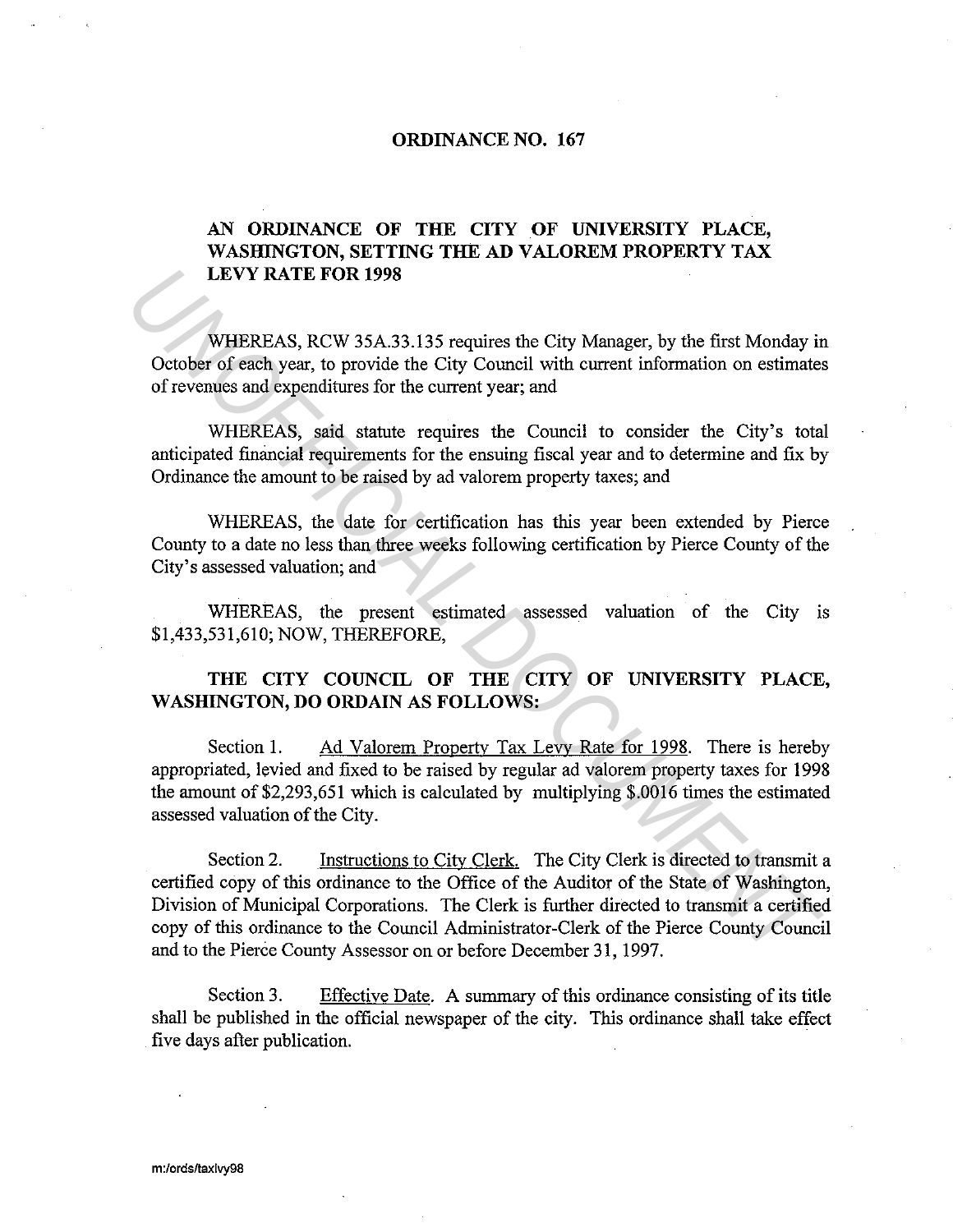# ORDINANCE NO. 167

## AN ORDINANCE OF THE CITY OF UNIVERSITY PLACE, WASHINGTON, SETTING THE AD VALOREM PROPERTY TAX LEVY RATE FOR 1998

WHEREAS, RCW 35A.33.135 requires the City Manager, by the first Monday in October of each year, to provide the City Council with current information on estimates of revenues and expenditures for the current year; and

WHEREAS, said statute requires the Council to consider the City's total anticipated financial requirements for the ensuing fiscal year and to determine and fix by Ordinance the amount to be raised by ad valorem property taxes; and

WHEREAS, the date for certification has this year been extended by Pierce County to a date no less than three weeks following certification by Pierce County of the City's assessed valuation; and

WHEREAS, the present estimated assessed valuation of the City is $1,433,531,610; NOW, THEREFORE,

**THE CITY COUNCIL OF THE CITY OF UNIVERSITY PLACE, WASHINGTON, DO ORDAIN AS FOLLOWS:**

Section 1. Ad Valorem Property Tax Levy Rate for 1998. There is hereby appropriated, levied and fixed to be raised by regular ad valorem property taxes for 1998 the amount of $2,293,651 which is calculated by multiplying $.0016 times the estimated assessed valuation of the City.

Section 2. Instructions to City Clerk. The City Clerk is directed to transmit a certified copy of this ordinance to the Office of the Auditor of the State of Washington, Division of Municipal Corporations. The Clerk is further directed to transmit a certified copy of this ordinance to the Council Administrator-Clerk of the Pierce County Council and to the Pierce County Assessor on or before December 31, 1997.

Section 3. Effective Date. A summary of this ordinance consisting of its title shall be published in the official newspaper of the city. This ordinance shall take effect five days after publication.

m:/ords/taxlvy98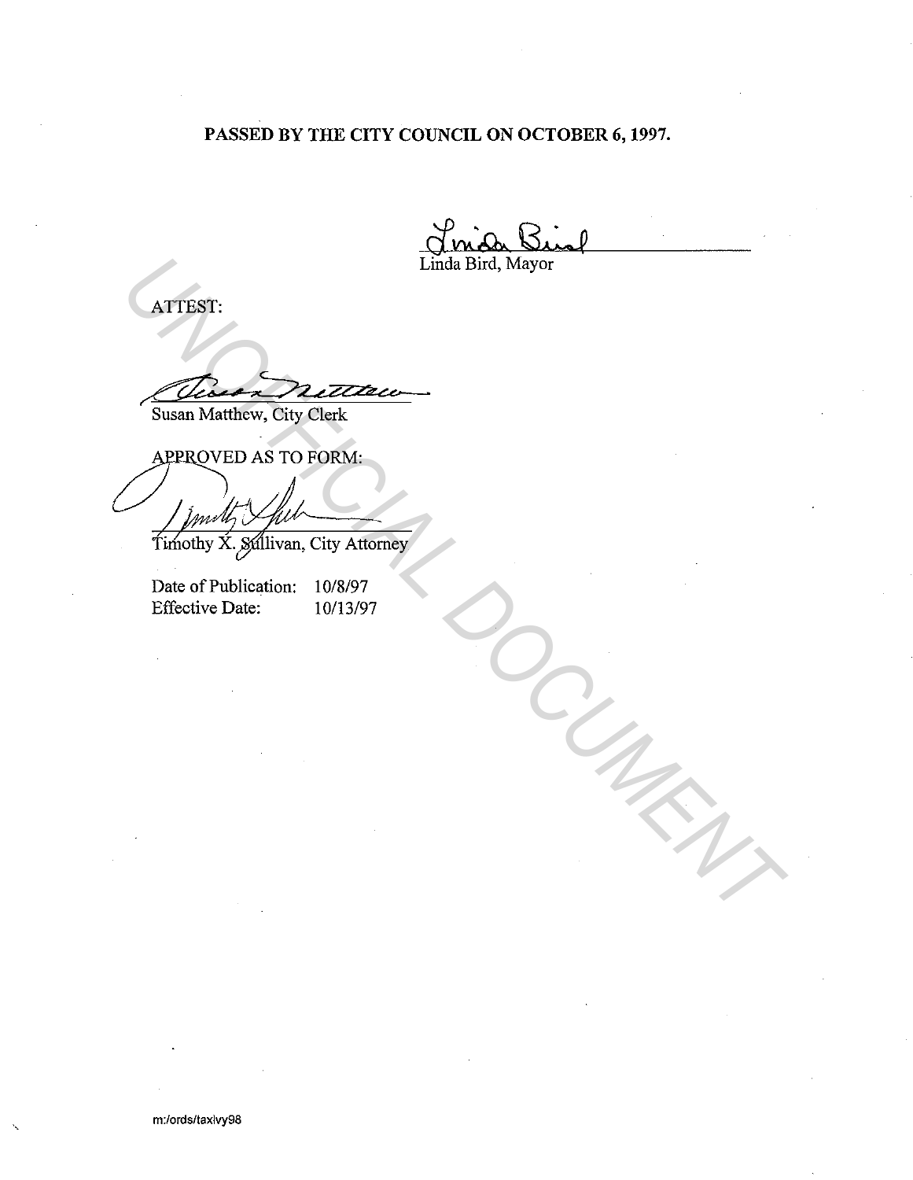**PASSED BY THE CITY COUNCIL ON OCTOBER 6, 1997.**

Linda Bird, Mayor

ATTEST:

Susan Matthew, City Clerk

APPROVED AS TO FORM:

Timothy X. Sullivan, City Attorney

Date of Publication: 10/8/97
Effective Date: 10/13/97

UNOFFICIAL DOCUMENT

m:/ords/taxlvy98